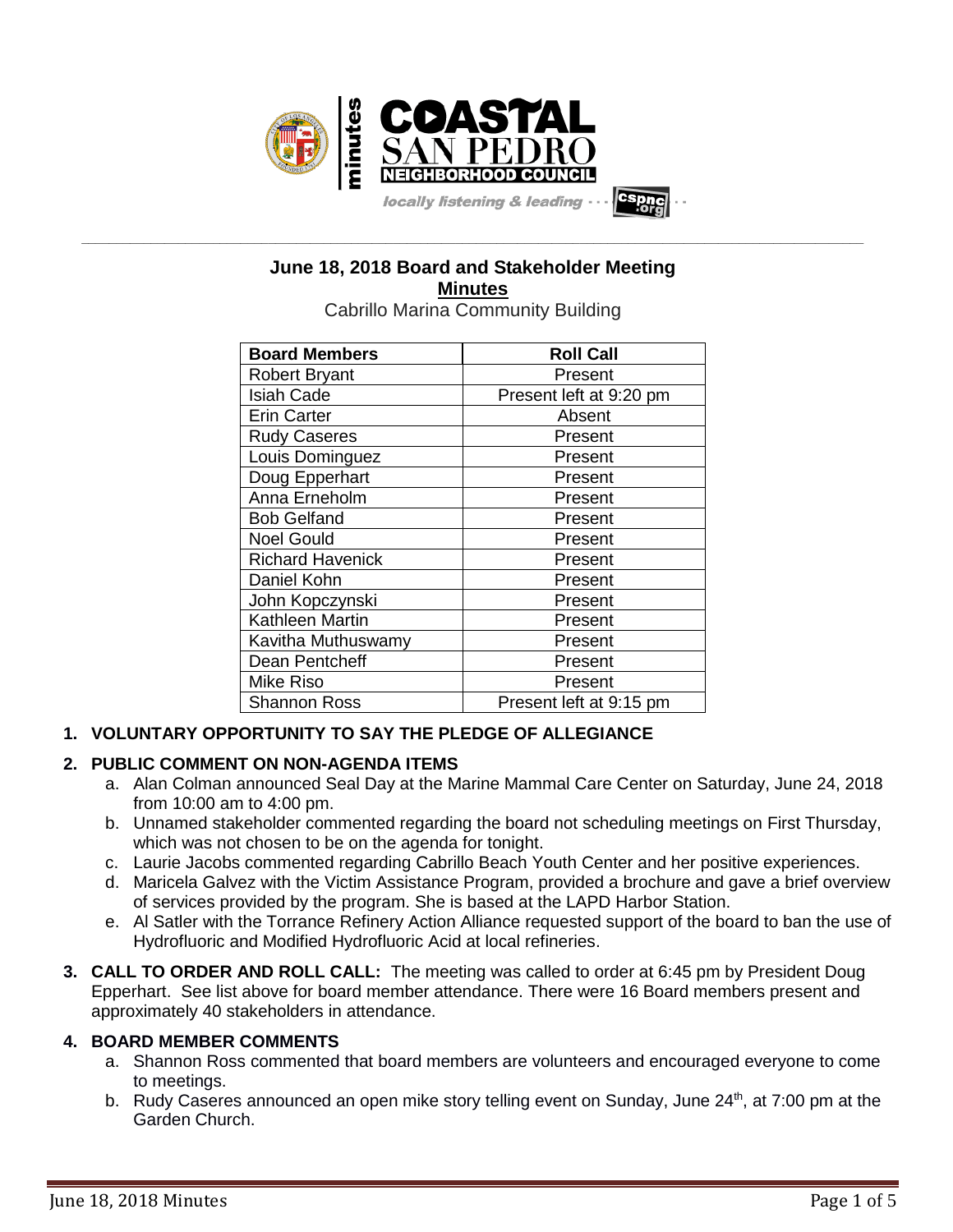minutes

**COASTAL SAN PEDRO NEIGHBORHOOD COUNCIL**

*locally listening & leading* · · · cspnc.org

## June 18, 2018 Board and Stakeholder Meeting

**Minutes**

Cabrillo Marina Community Building

| Board Members | Roll Call |
|---|---|
| Robert Bryant | Present |
| Isiah Cade | Present left at 9:20 pm |
| Erin Carter | Absent |
| Rudy Caseres | Present |
| Louis Dominguez | Present |
| Doug Epperhart | Present |
| Anna Erneholm | Present |
| Bob Gelfand | Present |
| Noel Gould | Present |
| Richard Havenick | Present |
| Daniel Kohn | Present |
| John Kopczynski | Present |
| Kathleen Martin | Present |
| Kavitha Muthuswamy | Present |
| Dean Pentcheff | Present |
| Mike Riso | Present |
| Shannon Ross | Present left at 9:15 pm |

**1. VOLUNTARY OPPORTUNITY TO SAY THE PLEDGE OF ALLEGIANCE**

**2. PUBLIC COMMENT ON NON-AGENDA ITEMS**

a. Alan Colman announced Seal Day at the Marine Mammal Care Center on Saturday, June 24, 2018 from 10:00 am to 4:00 pm.

b. Unnamed stakeholder commented regarding the board not scheduling meetings on First Thursday, which was not chosen to be on the agenda for tonight.

c. Laurie Jacobs commented regarding Cabrillo Beach Youth Center and her positive experiences.

d. Maricela Galvez with the Victim Assistance Program, provided a brochure and gave a brief overview of services provided by the program. She is based at the LAPD Harbor Station.

e. Al Satler with the Torrance Refinery Action Alliance requested support of the board to ban the use of Hydrofluoric and Modified Hydrofluoric Acid at local refineries.

**3. CALL TO ORDER AND ROLL CALL:** The meeting was called to order at 6:45 pm by President Doug Epperhart. See list above for board member attendance. There were 16 Board members present and approximately 40 stakeholders in attendance.

**4. BOARD MEMBER COMMENTS**

a. Shannon Ross commented that board members are volunteers and encouraged everyone to come to meetings.

b. Rudy Caseres announced an open mike story telling event on Sunday, June 24th, at 7:00 pm at the Garden Church.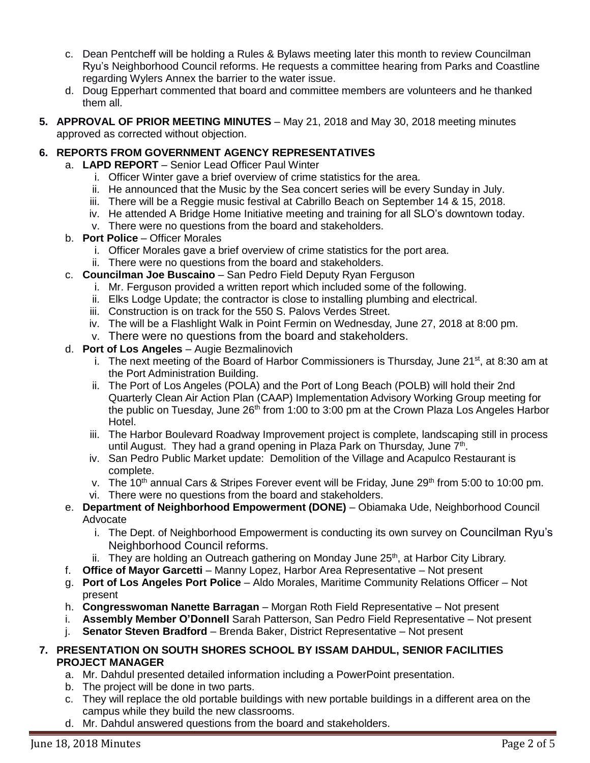c. Dean Pentcheff will be holding a Rules & Bylaws meeting later this month to review Councilman Ryu's Neighborhood Council reforms. He requests a committee hearing from Parks and Coastline regarding Wylers Annex the barrier to the water issue.

d. Doug Epperhart commented that board and committee members are volunteers and he thanked them all.

**5. APPROVAL OF PRIOR MEETING MINUTES** – May 21, 2018 and May 30, 2018 meeting minutes approved as corrected without objection.

**6. REPORTS FROM GOVERNMENT AGENCY REPRESENTATIVES**

a. **LAPD REPORT** – Senior Lead Officer Paul Winter
   - i. Officer Winter gave a brief overview of crime statistics for the area.
   - ii. He announced that the Music by the Sea concert series will be every Sunday in July.
   - iii. There will be a Reggie music festival at Cabrillo Beach on September 14 & 15, 2018.
   - iv. He attended A Bridge Home Initiative meeting and training for all SLO's downtown today.
   - v. There were no questions from the board and stakeholders.

b. **Port Police** – Officer Morales
   - i. Officer Morales gave a brief overview of crime statistics for the port area.
   - ii. There were no questions from the board and stakeholders.

c. **Councilman Joe Buscaino** – San Pedro Field Deputy Ryan Ferguson
   - i. Mr. Ferguson provided a written report which included some of the following.
   - ii. Elks Lodge Update; the contractor is close to installing plumbing and electrical.
   - iii. Construction is on track for the 550 S. Palovs Verdes Street.
   - iv. The will be a Flashlight Walk in Point Fermin on Wednesday, June 27, 2018 at 8:00 pm.
   - v. There were no questions from the board and stakeholders.

d. **Port of Los Angeles** – Augie Bezmalinovich
   - i. The next meeting of the Board of Harbor Commissioners is Thursday, June 21st, at 8:30 am at the Port Administration Building.
   - ii. The Port of Los Angeles (POLA) and the Port of Long Beach (POLB) will hold their 2nd Quarterly Clean Air Action Plan (CAAP) Implementation Advisory Working Group meeting for the public on Tuesday, June 26th from 1:00 to 3:00 pm at the Crown Plaza Los Angeles Harbor Hotel.
   - iii. The Harbor Boulevard Roadway Improvement project is complete, landscaping still in process until August. They had a grand opening in Plaza Park on Thursday, June 7th.
   - iv. San Pedro Public Market update: Demolition of the Village and Acapulco Restaurant is complete.
   - v. The 10th annual Cars & Stripes Forever event will be Friday, June 29th from 5:00 to 10:00 pm.
   - vi. There were no questions from the board and stakeholders.

e. **Department of Neighborhood Empowerment (DONE)** – Obiamaka Ude, Neighborhood Council Advocate
   - i. The Dept. of Neighborhood Empowerment is conducting its own survey on Councilman Ryu's Neighborhood Council reforms.
   - ii. They are holding an Outreach gathering on Monday June 25th, at Harbor City Library.

f. **Office of Mayor Garcetti** – Manny Lopez, Harbor Area Representative – Not present

g. **Port of Los Angeles Port Police** – Aldo Morales, Maritime Community Relations Officer – Not present

h. **Congresswoman Nanette Barragan** – Morgan Roth Field Representative – Not present

i. **Assembly Member O'Donnell** Sarah Patterson, San Pedro Field Representative – Not present

j. **Senator Steven Bradford** – Brenda Baker, District Representative – Not present

**7. PRESENTATION ON SOUTH SHORES SCHOOL BY ISSAM DAHDUL, SENIOR FACILITIES PROJECT MANAGER**

a. Mr. Dahdul presented detailed information including a PowerPoint presentation.

b. The project will be done in two parts.

c. They will replace the old portable buildings with new portable buildings in a different area on the campus while they build the new classrooms.

d. Mr. Dahdul answered questions from the board and stakeholders.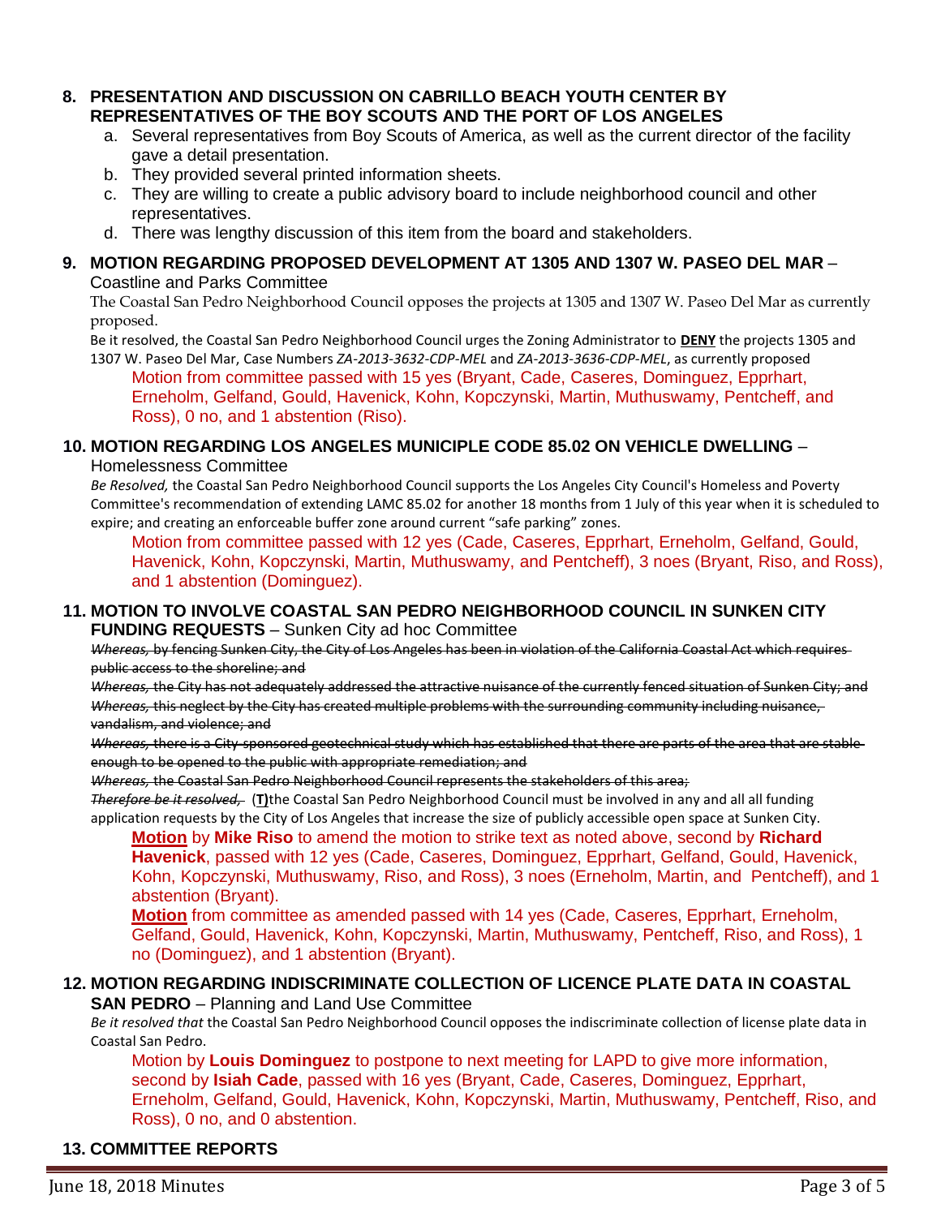**8. PRESENTATION AND DISCUSSION ON CABRILLO BEACH YOUTH CENTER BY REPRESENTATIVES OF THE BOY SCOUTS AND THE PORT OF LOS ANGELES**

a. Several representatives from Boy Scouts of America, as well as the current director of the facility gave a detail presentation.
b. They provided several printed information sheets.
c. They are willing to create a public advisory board to include neighborhood council and other representatives.
d. There was lengthy discussion of this item from the board and stakeholders.

**9. MOTION REGARDING PROPOSED DEVELOPMENT AT 1305 AND 1307 W. PASEO DEL MAR** – Coastline and Parks Committee

The Coastal San Pedro Neighborhood Council opposes the projects at 1305 and 1307 W. Paseo Del Mar as currently proposed.

Be it resolved, the Coastal San Pedro Neighborhood Council urges the Zoning Administrator to **DENY** the projects 1305 and 1307 W. Paseo Del Mar, Case Numbers *ZA-2013-3632-CDP-MEL* and *ZA-2013-3636-CDP-MEL*, as currently proposed

Motion from committee passed with 15 yes (Bryant, Cade, Caseres, Dominguez, Epprhart, Erneholm, Gelfand, Gould, Havenick, Kohn, Kopczynski, Martin, Muthuswamy, Pentcheff, and Ross), 0 no, and 1 abstention (Riso).

**10. MOTION REGARDING LOS ANGELES MUNICIPLE CODE 85.02 ON VEHICLE DWELLING** – Homelessness Committee

*Be Resolved,* the Coastal San Pedro Neighborhood Council supports the Los Angeles City Council's Homeless and Poverty Committee's recommendation of extending LAMC 85.02 for another 18 months from 1 July of this year when it is scheduled to expire; and creating an enforceable buffer zone around current "safe parking" zones.

Motion from committee passed with 12 yes (Cade, Caseres, Epprhart, Erneholm, Gelfand, Gould, Havenick, Kohn, Kopczynski, Martin, Muthuswamy, and Pentcheff), 3 noes (Bryant, Riso, and Ross), and 1 abstention (Dominguez).

**11. MOTION TO INVOLVE COASTAL SAN PEDRO NEIGHBORHOOD COUNCIL IN SUNKEN CITY FUNDING REQUESTS** – Sunken City ad hoc Committee

~~*Whereas,* by fencing Sunken City, the City of Los Angeles has been in violation of the California Coastal Act which requires public access to the shoreline; and~~

~~*Whereas,* the City has not adequately addressed the attractive nuisance of the currently fenced situation of Sunken City; and~~

~~*Whereas,* this neglect by the City has created multiple problems with the surrounding community including nuisance, vandalism, and violence; and~~

~~*Whereas,* there is a City-sponsored geotechnical study which has established that there are parts of the area that are stable enough to be opened to the public with appropriate remediation; and~~

~~*Whereas,* the Coastal San Pedro Neighborhood Council represents the stakeholders of this area;~~

~~*Therefore be it resolved,*~~ (**T)**the Coastal San Pedro Neighborhood Council must be involved in any and all all funding application requests by the City of Los Angeles that increase the size of publicly accessible open space at Sunken City.

**Motion** by **Mike Riso** to amend the motion to strike text as noted above, second by **Richard Havenick**, passed with 12 yes (Cade, Caseres, Dominguez, Epprhart, Gelfand, Gould, Havenick, Kohn, Kopczynski, Muthuswamy, Riso, and Ross), 3 noes (Erneholm, Martin, and Pentcheff), and 1 abstention (Bryant).

**Motion** from committee as amended passed with 14 yes (Cade, Caseres, Epprhart, Erneholm, Gelfand, Gould, Havenick, Kohn, Kopczynski, Martin, Muthuswamy, Pentcheff, Riso, and Ross), 1 no (Dominguez), and 1 abstention (Bryant).

**12. MOTION REGARDING INDISCRIMINATE COLLECTION OF LICENCE PLATE DATA IN COASTAL SAN PEDRO** – Planning and Land Use Committee

*Be it resolved that* the Coastal San Pedro Neighborhood Council opposes the indiscriminate collection of license plate data in Coastal San Pedro.

Motion by **Louis Dominguez** to postpone to next meeting for LAPD to give more information, second by **Isiah Cade**, passed with 16 yes (Bryant, Cade, Caseres, Dominguez, Epprhart, Erneholm, Gelfand, Gould, Havenick, Kohn, Kopczynski, Martin, Muthuswamy, Pentcheff, Riso, and Ross), 0 no, and 0 abstention.

**13. COMMITTEE REPORTS**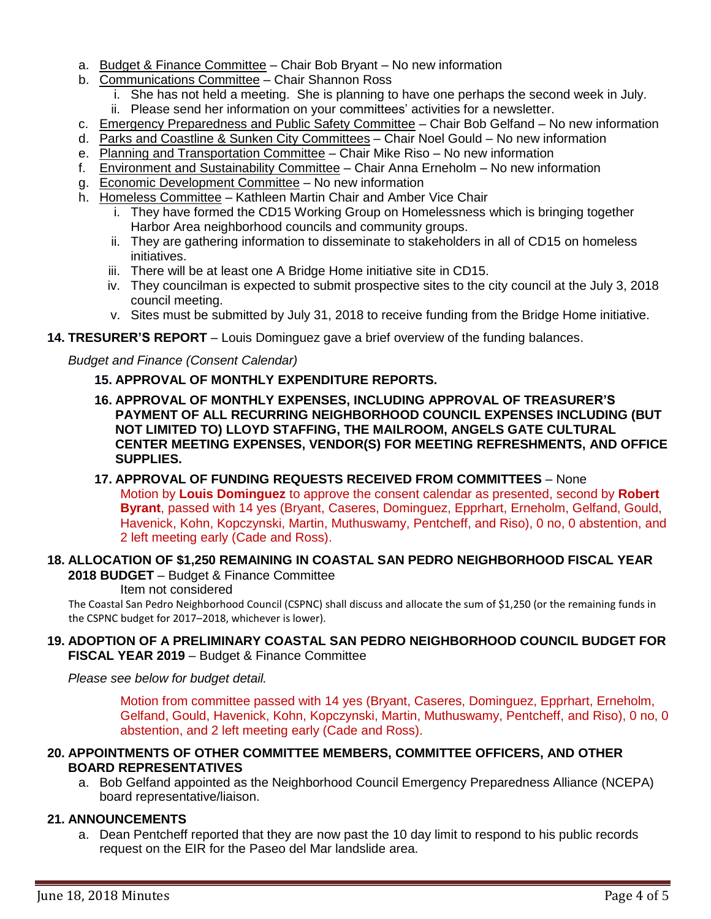a. Budget & Finance Committee – Chair Bob Bryant – No new information
b. Communications Committee – Chair Shannon Ross
   i. She has not held a meeting. She is planning to have one perhaps the second week in July.
   ii. Please send her information on your committees' activities for a newsletter.
c. Emergency Preparedness and Public Safety Committee – Chair Bob Gelfand – No new information
d. Parks and Coastline & Sunken City Committees – Chair Noel Gould – No new information
e. Planning and Transportation Committee – Chair Mike Riso – No new information
f. Environment and Sustainability Committee – Chair Anna Erneholm – No new information
g. Economic Development Committee – No new information
h. Homeless Committee – Kathleen Martin Chair and Amber Vice Chair
   i. They have formed the CD15 Working Group on Homelessness which is bringing together Harbor Area neighborhood councils and community groups.
   ii. They are gathering information to disseminate to stakeholders in all of CD15 on homeless initiatives.
   iii. There will be at least one A Bridge Home initiative site in CD15.
   iv. They councilman is expected to submit prospective sites to the city council at the July 3, 2018 council meeting.
   v. Sites must be submitted by July 31, 2018 to receive funding from the Bridge Home initiative.

**14. TRESURER'S REPORT** – Louis Dominguez gave a brief overview of the funding balances.

*Budget and Finance (Consent Calendar)*

**15. APPROVAL OF MONTHLY EXPENDITURE REPORTS.**

**16. APPROVAL OF MONTHLY EXPENSES, INCLUDING APPROVAL OF TREASURER'S PAYMENT OF ALL RECURRING NEIGHBORHOOD COUNCIL EXPENSES INCLUDING (BUT NOT LIMITED TO) LLOYD STAFFING, THE MAILROOM, ANGELS GATE CULTURAL CENTER MEETING EXPENSES, VENDOR(S) FOR MEETING REFRESHMENTS, AND OFFICE SUPPLIES.**

**17. APPROVAL OF FUNDING REQUESTS RECEIVED FROM COMMITTEES** – None

Motion by **Louis Dominguez** to approve the consent calendar as presented, second by **Robert Byrant**, passed with 14 yes (Bryant, Caseres, Dominguez, Epprhart, Erneholm, Gelfand, Gould, Havenick, Kohn, Kopczynski, Martin, Muthuswamy, Pentcheff, and Riso), 0 no, 0 abstention, and 2 left meeting early (Cade and Ross).

**18. ALLOCATION OF $1,250 REMAINING IN COASTAL SAN PEDRO NEIGHBORHOOD FISCAL YEAR 2018 BUDGET** – Budget & Finance Committee

Item not considered

The Coastal San Pedro Neighborhood Council (CSPNC) shall discuss and allocate the sum of $1,250 (or the remaining funds in the CSPNC budget for 2017–2018, whichever is lower).

**19. ADOPTION OF A PRELIMINARY COASTAL SAN PEDRO NEIGHBORHOOD COUNCIL BUDGET FOR FISCAL YEAR 2019** – Budget & Finance Committee

*Please see below for budget detail.*

Motion from committee passed with 14 yes (Bryant, Caseres, Dominguez, Epprhart, Erneholm, Gelfand, Gould, Havenick, Kohn, Kopczynski, Martin, Muthuswamy, Pentcheff, and Riso), 0 no, 0 abstention, and 2 left meeting early (Cade and Ross).

**20. APPOINTMENTS OF OTHER COMMITTEE MEMBERS, COMMITTEE OFFICERS, AND OTHER BOARD REPRESENTATIVES**

a. Bob Gelfand appointed as the Neighborhood Council Emergency Preparedness Alliance (NCEPA) board representative/liaison.

**21. ANNOUNCEMENTS**

a. Dean Pentcheff reported that they are now past the 10 day limit to respond to his public records request on the EIR for the Paseo del Mar landslide area.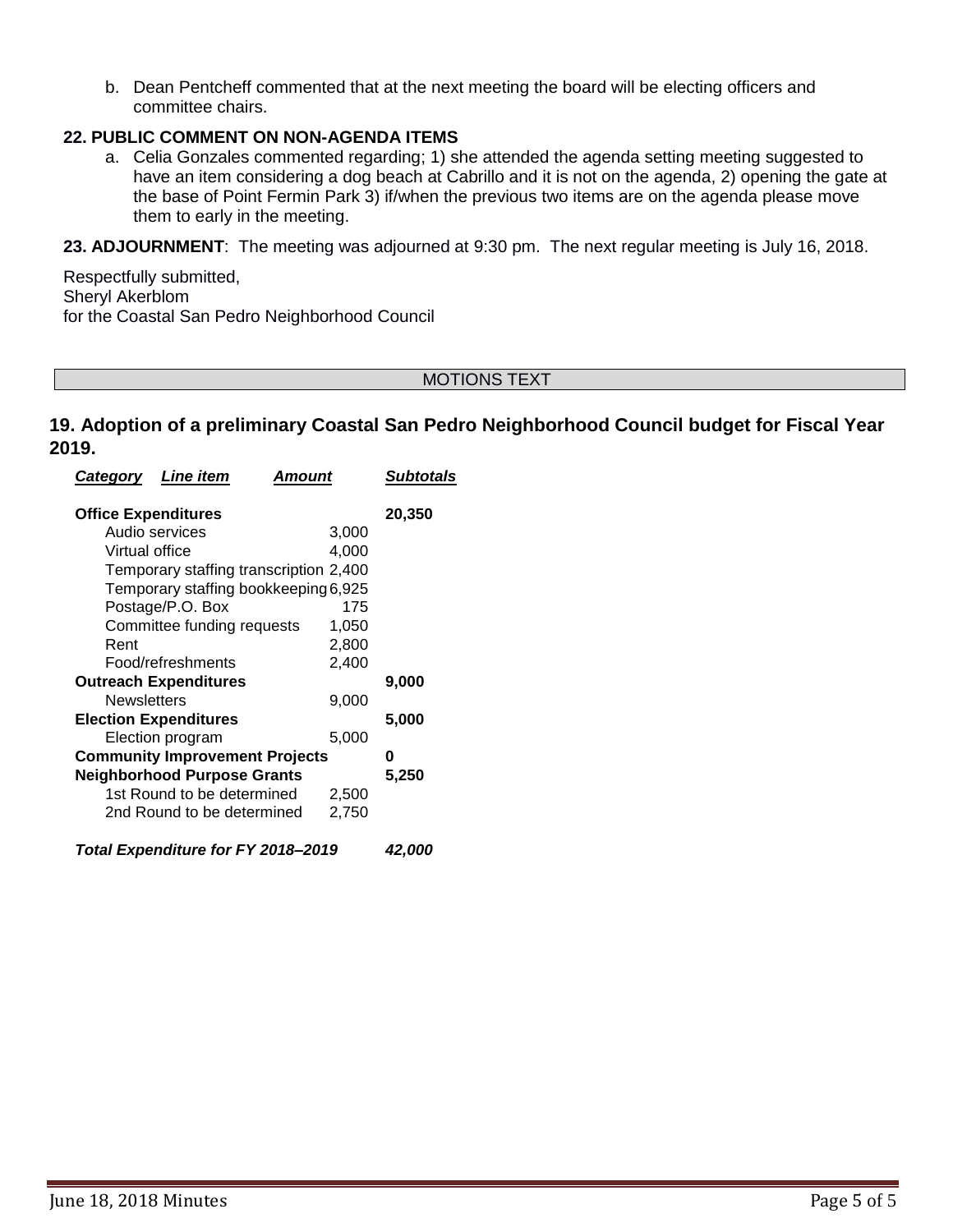b. Dean Pentcheff commented that at the next meeting the board will be electing officers and committee chairs.

**22. PUBLIC COMMENT ON NON-AGENDA ITEMS**

a. Celia Gonzales commented regarding; 1) she attended the agenda setting meeting suggested to have an item considering a dog beach at Cabrillo and it is not on the agenda, 2) opening the gate at the base of Point Fermin Park 3) if/when the previous two items are on the agenda please move them to early in the meeting.

**23. ADJOURNMENT**: The meeting was adjourned at 9:30 pm. The next regular meeting is July 16, 2018.

Respectfully submitted,
Sheryl Akerblom
for the Coastal San Pedro Neighborhood Council

MOTIONS TEXT

## 19. Adoption of a preliminary Coastal San Pedro Neighborhood Council budget for Fiscal Year 2019.

| ***Category*** ***Line item*** | ***Amount*** | ***Subtotals*** |
|---|---|---|
| **Office Expenditures** | | **20,350** |
| Audio services | 3,000 | |
| Virtual office | 4,000 | |
| Temporary staffing transcription | 2,400 | |
| Temporary staffing bookkeeping | 6,925 | |
| Postage/P.O. Box | 175 | |
| Committee funding requests | 1,050 | |
| Rent | 2,800 | |
| Food/refreshments | 2,400 | |
| **Outreach Expenditures** | | **9,000** |
| Newsletters | 9,000 | |
| **Election Expenditures** | | **5,000** |
| Election program | 5,000 | |
| **Community Improvement Projects** | | **0** |
| **Neighborhood Purpose Grants** | | **5,250** |
| 1st Round to be determined | 2,500 | |
| 2nd Round to be determined | 2,750 | |
| ***Total Expenditure for FY 2018–2019*** | | ***42,000*** |